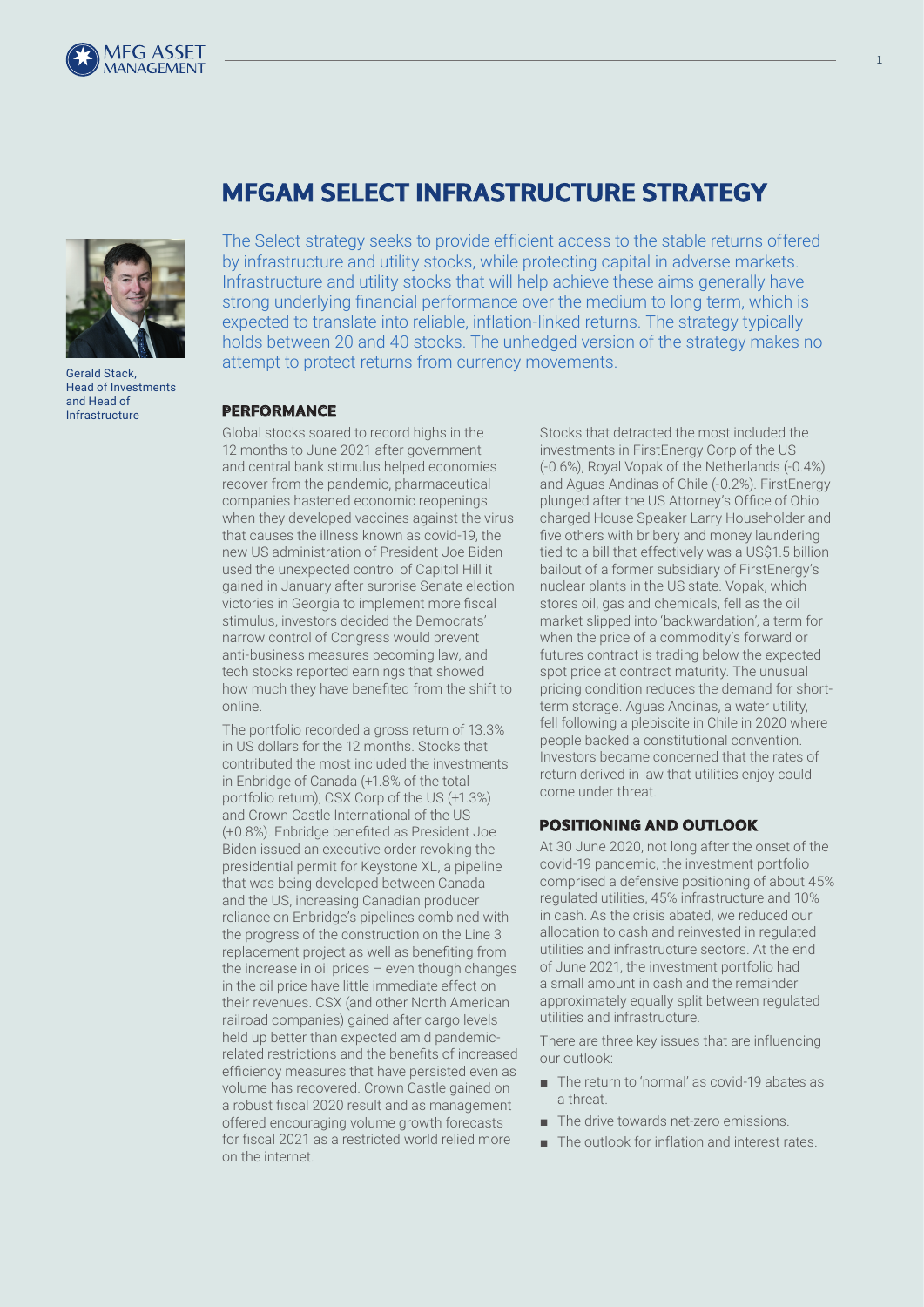Gerald Stack, Head of Investments and Head of Infrastructure

# MFGAM SELECT INFRASTRUCTURE STRATEGY

The Select strategy seeks to provide efficient access to the stable returns offered by infrastructure and utility stocks, while protecting capital in adverse markets. Infrastructure and utility stocks that will help achieve these aims generally have strong underlying financial performance over the medium to long term, which is expected to translate into reliable, inflation-linked returns. The strategy typically holds between 20 and 40 stocks. The unhedged version of the strategy makes no attempt to protect returns from currency movements.

## PERFORMANCE

Global stocks soared to record highs in the 12 months to June 2021 after government and central bank stimulus helped economies recover from the pandemic, pharmaceutical companies hastened economic reopenings when they developed vaccines against the virus that causes the illness known as covid-19, the new US administration of President Joe Biden used the unexpected control of Capitol Hill it gained in January after surprise Senate election victories in Georgia to implement more fiscal stimulus, investors decided the Democrats' narrow control of Congress would prevent anti-business measures becoming law, and tech stocks reported earnings that showed how much they have benefited from the shift to online.

The portfolio recorded a gross return of 13.3% in US dollars for the 12 months. Stocks that contributed the most included the investments in Enbridge of Canada (+1.8% of the total portfolio return), CSX Corp of the US (+1.3%) and Crown Castle International of the US (+0.8%). Enbridge benefited as President Joe Biden issued an executive order revoking the presidential permit for Keystone XL, a pipeline that was being developed between Canada and the US, increasing Canadian producer reliance on Enbridge's pipelines combined with the progress of the construction on the Line 3 replacement project as well as benefiting from the increase in oil prices – even though changes in the oil price have little immediate effect on their revenues. CSX (and other North American railroad companies) gained after cargo levels held up better than expected amid pandemic-related restrictions and the benefits of increased efficiency measures that have persisted even as volume has recovered. Crown Castle gained on a robust fiscal 2020 result and as management offered encouraging volume growth forecasts for fiscal 2021 as a restricted world relied more on the internet.

Stocks that detracted the most included the investments in FirstEnergy Corp of the US (-0.6%), Royal Vopak of the Netherlands (-0.4%) and Aguas Andinas of Chile (-0.2%). FirstEnergy plunged after the US Attorney's Office of Ohio charged House Speaker Larry Householder and five others with bribery and money laundering tied to a bill that effectively was a US$1.5 billion bailout of a former subsidiary of FirstEnergy's nuclear plants in the US state. Vopak, which stores oil, gas and chemicals, fell as the oil market slipped into 'backwardation', a term for when the price of a commodity's forward or futures contract is trading below the expected spot price at contract maturity. The unusual pricing condition reduces the demand for short-term storage. Aguas Andinas, a water utility, fell following a plebiscite in Chile in 2020 where people backed a constitutional convention. Investors became concerned that the rates of return derived in law that utilities enjoy could come under threat.

## POSITIONING AND OUTLOOK

At 30 June 2020, not long after the onset of the covid-19 pandemic, the investment portfolio comprised a defensive positioning of about 45% regulated utilities, 45% infrastructure and 10% in cash. As the crisis abated, we reduced our allocation to cash and reinvested in regulated utilities and infrastructure sectors. At the end of June 2021, the investment portfolio had a small amount in cash and the remainder approximately equally split between regulated utilities and infrastructure.

There are three key issues that are influencing our outlook:

- The return to 'normal' as covid-19 abates as a threat.
- The drive towards net-zero emissions.
- The outlook for inflation and interest rates.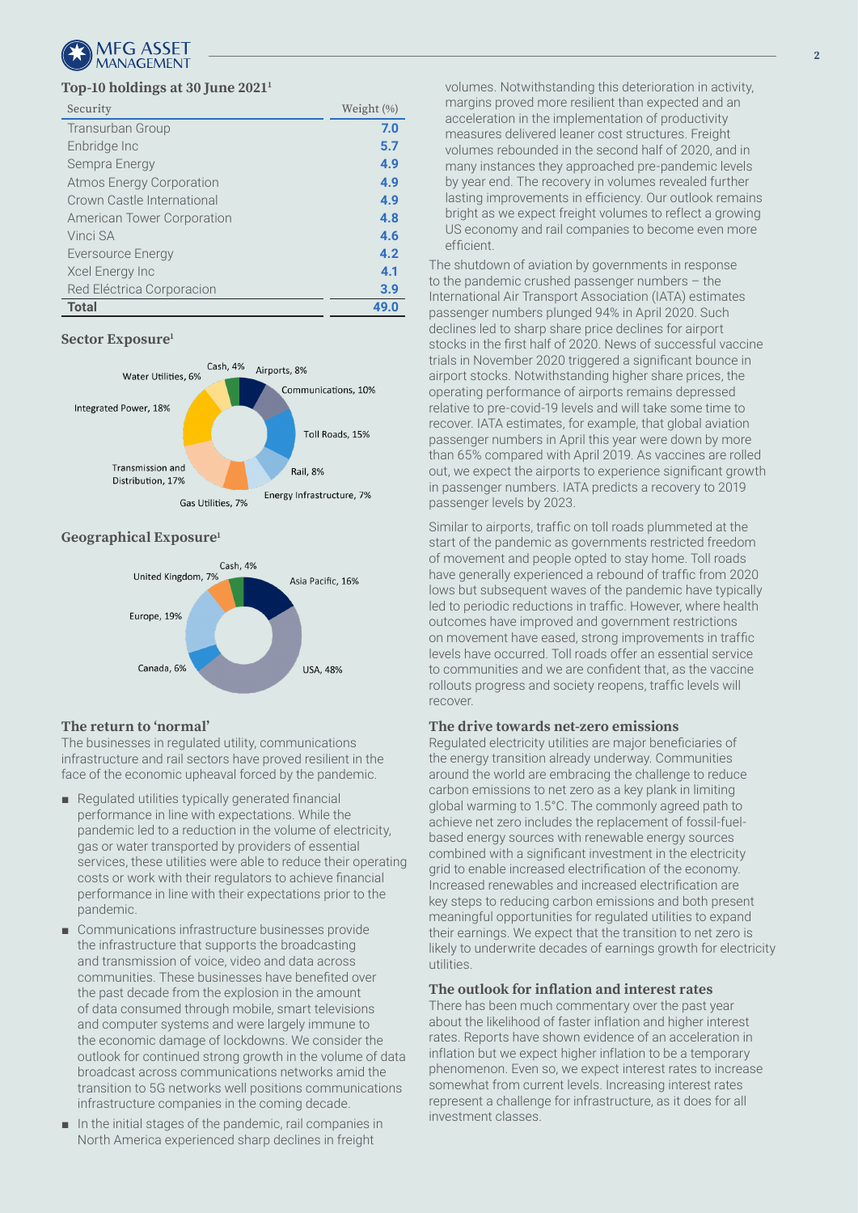### Top-10 holdings at 30 June 2021[1]

| Security | Weight (%) |
|---|---|
| Transurban Group | **7.0** |
| Enbridge Inc | **5.7** |
| Sempra Energy | **4.9** |
| Atmos Energy Corporation | **4.9** |
| Crown Castle International | **4.9** |
| American Tower Corporation | **4.8** |
| Vinci SA | **4.6** |
| Eversource Energy | **4.2** |
| Xcel Energy Inc | **4.1** |
| Red Eléctrica Corporacion | **3.9** |
| **Total** | **49.0** |

### Sector Exposure[1]

| Sector | Weight |
|---|---|
| Airports | 8% |
| Communications | 10% |
| Toll Roads | 15% |
| Rail | 8% |
| Energy Infrastructure | 7% |
| Gas Utilities | 7% |
| Transmission and Distribution | 17% |
| Integrated Power | 18% |
| Water Utilities | 6% |
| Cash | 4% |

### Geographical Exposure[1]

| Region | Weight |
|---|---|
| Asia Pacific | 16% |
| USA | 48% |
| Canada | 6% |
| Europe | 19% |
| United Kingdom | 7% |
| Cash | 4% |

### The return to 'normal'

The businesses in regulated utility, communications infrastructure and rail sectors have proved resilient in the face of the economic upheaval forced by the pandemic.

- Regulated utilities typically generated financial performance in line with expectations. While the pandemic led to a reduction in the volume of electricity, gas or water transported by providers of essential services, these utilities were able to reduce their operating costs or work with their regulators to achieve financial performance in line with their expectations prior to the pandemic.
- Communications infrastructure businesses provide the infrastructure that supports the broadcasting and transmission of voice, video and data across communities. These businesses have benefited over the past decade from the explosion in the amount of data consumed through mobile, smart televisions and computer systems and were largely immune to the economic damage of lockdowns. We consider the outlook for continued strong growth in the volume of data broadcast across communications networks amid the transition to 5G networks well positions communications infrastructure companies in the coming decade.
- In the initial stages of the pandemic, rail companies in North America experienced sharp declines in freight volumes. Notwithstanding this deterioration in activity, margins proved more resilient than expected and an acceleration in the implementation of productivity measures delivered leaner cost structures. Freight volumes rebounded in the second half of 2020, and in many instances they approached pre-pandemic levels by year end. The recovery in volumes revealed further lasting improvements in efficiency. Our outlook remains bright as we expect freight volumes to reflect a growing US economy and rail companies to become even more efficient.

The shutdown of aviation by governments in response to the pandemic crushed passenger numbers – the International Air Transport Association (IATA) estimates passenger numbers plunged 94% in April 2020. Such declines led to sharp share price declines for airport stocks in the first half of 2020. News of successful vaccine trials in November 2020 triggered a significant bounce in airport stocks. Notwithstanding higher share prices, the operating performance of airports remains depressed relative to pre-covid-19 levels and will take some time to recover. IATA estimates, for example, that global aviation passenger numbers in April this year were down by more than 65% compared with April 2019. As vaccines are rolled out, we expect the airports to experience significant growth in passenger numbers. IATA predicts a recovery to 2019 passenger levels by 2023.

Similar to airports, traffic on toll roads plummeted at the start of the pandemic as governments restricted freedom of movement and people opted to stay home. Toll roads have generally experienced a rebound of traffic from 2020 lows but subsequent waves of the pandemic have typically led to periodic reductions in traffic. However, where health outcomes have improved and government restrictions on movement have eased, strong improvements in traffic levels have occurred. Toll roads offer an essential service to communities and we are confident that, as the vaccine rollouts progress and society reopens, traffic levels will recover.

### The drive towards net-zero emissions

Regulated electricity utilities are major beneficiaries of the energy transition already underway. Communities around the world are embracing the challenge to reduce carbon emissions to net zero as a key plank in limiting global warming to 1.5°C. The commonly agreed path to achieve net zero includes the replacement of fossil-fuel-based energy sources with renewable energy sources combined with a significant investment in the electricity grid to enable increased electrification of the economy. Increased renewables and increased electrification are key steps to reducing carbon emissions and both present meaningful opportunities for regulated utilities to expand their earnings. We expect that the transition to net zero is likely to underwrite decades of earnings growth for electricity utilities.

### The outlook for inflation and interest rates

There has been much commentary over the past year about the likelihood of faster inflation and higher interest rates. Reports have shown evidence of an acceleration in inflation but we expect higher inflation to be a temporary phenomenon. Even so, we expect interest rates to increase somewhat from current levels. Increasing interest rates represent a challenge for infrastructure, as it does for all investment classes.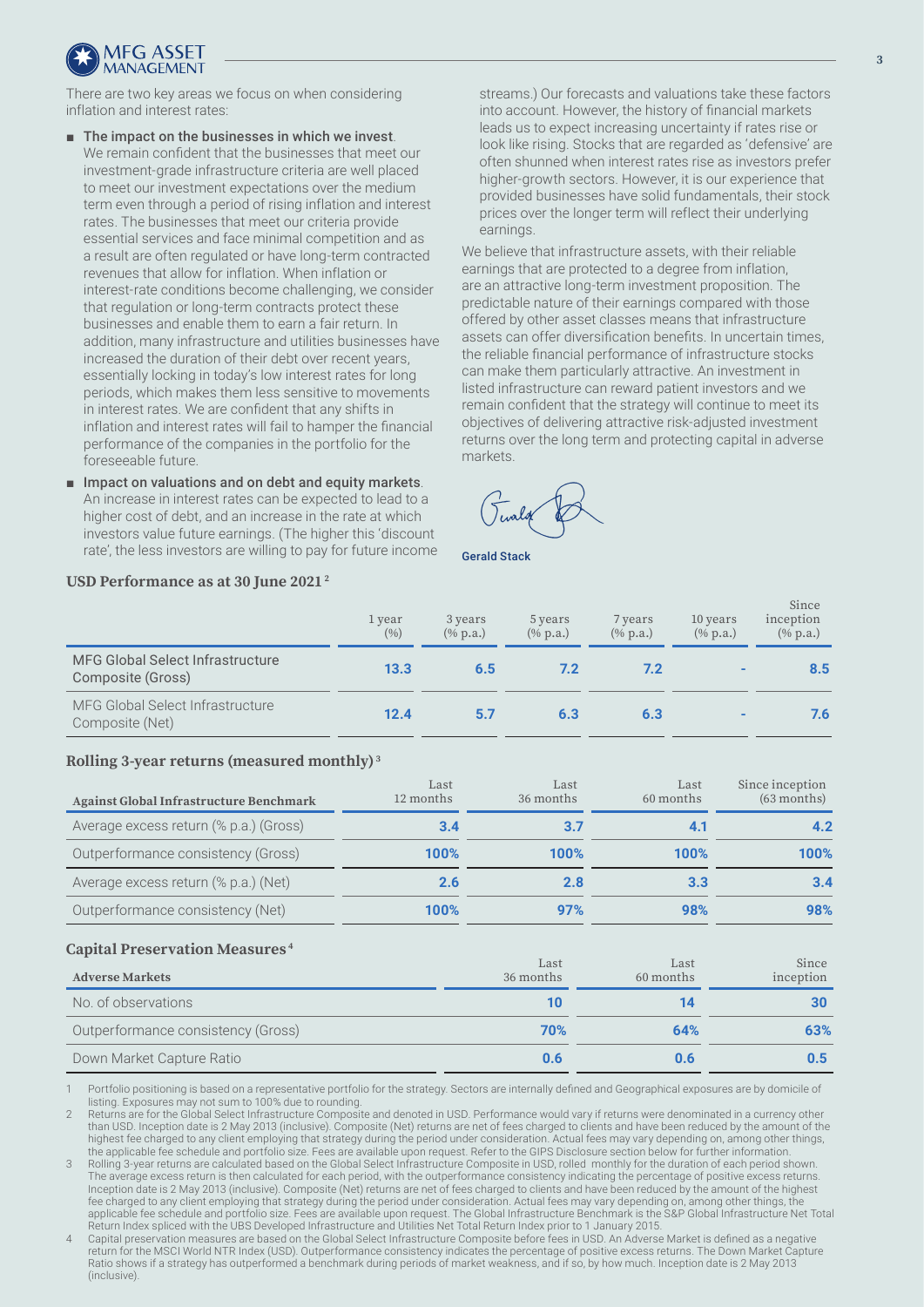There are two key areas we focus on when considering inflation and interest rates:

- **The impact on the businesses in which we invest**. We remain confident that the businesses that meet our investment-grade infrastructure criteria are well placed to meet our investment expectations over the medium term even through a period of rising inflation and interest rates. The businesses that meet our criteria provide essential services and face minimal competition and as a result are often regulated or have long-term contracted revenues that allow for inflation. When inflation or interest-rate conditions become challenging, we consider that regulation or long-term contracts protect these businesses and enable them to earn a fair return. In addition, many infrastructure and utilities businesses have increased the duration of their debt over recent years, essentially locking in today's low interest rates for long periods, which makes them less sensitive to movements in interest rates. We are confident that any shifts in inflation and interest rates will fail to hamper the financial performance of the companies in the portfolio for the foreseeable future.
- **Impact on valuations and on debt and equity markets**. An increase in interest rates can be expected to lead to a higher cost of debt, and an increase in the rate at which investors value future earnings. (The higher this 'discount rate', the less investors are willing to pay for future income streams.) Our forecasts and valuations take these factors into account. However, the history of financial markets leads us to expect increasing uncertainty if rates rise or look like rising. Stocks that are regarded as 'defensive' are often shunned when interest rates rise as investors prefer higher-growth sectors. However, it is our experience that provided businesses have solid fundamentals, their stock prices over the longer term will reflect their underlying earnings.

We believe that infrastructure assets, with their reliable earnings that are protected to a degree from inflation, are an attractive long-term investment proposition. The predictable nature of their earnings compared with those offered by other asset classes means that infrastructure assets can offer diversification benefits. In uncertain times, the reliable financial performance of infrastructure stocks can make them particularly attractive. An investment in listed infrastructure can reward patient investors and we remain confident that the strategy will continue to meet its objectives of delivering attractive risk-adjusted investment returns over the long term and protecting capital in adverse markets.

Gerald Stack

### USD Performance as at 30 June 2021[2]

| | 1 year (%) | 3 years (% p.a.) | 5 years (% p.a.) | 7 years (% p.a.) | 10 years (% p.a.) | Since inception (% p.a.) |
|---|---|---|---|---|---|---|
| MFG Global Select Infrastructure Composite (Gross) | **13.3** | **6.5** | **7.2** | **7.2** | - | **8.5** |
| MFG Global Select Infrastructure Composite (Net) | **12.4** | **5.7** | **6.3** | **6.3** | - | **7.6** |

### Rolling 3-year returns (measured monthly)[3]

| Against Global Infrastructure Benchmark | Last 12 months | Last 36 months | Last 60 months | Since inception (63 months) |
|---|---|---|---|---|
| Average excess return (% p.a.) (Gross) | **3.4** | **3.7** | **4.1** | **4.2** |
| Outperformance consistency (Gross) | **100%** | **100%** | **100%** | **100%** |
| Average excess return (% p.a.) (Net) | **2.6** | **2.8** | **3.3** | **3.4** |
| Outperformance consistency (Net) | **100%** | **97%** | **98%** | **98%** |

### Capital Preservation Measures[4]

| Adverse Markets | Last 36 months | Last 60 months | Since inception |
|---|---|---|---|
| No. of observations | **10** | **14** | **30** |
| Outperformance consistency (Gross) | **70%** | **64%** | **63%** |
| Down Market Capture Ratio | **0.6** | **0.6** | **0.5** |

1 Portfolio positioning is based on a representative portfolio for the strategy. Sectors are internally defined and Geographical exposures are by domicile of listing. Exposures may not sum to 100% due to rounding.

2 Returns are for the Global Select Infrastructure Composite and denoted in USD. Performance would vary if returns were denominated in a currency other than USD. Inception date is 2 May 2013 (inclusive). Composite (Net) returns are net of fees charged to clients and have been reduced by the amount of the highest fee charged to any client employing that strategy during the period under consideration. Actual fees may vary depending on, among other things, the applicable fee schedule and portfolio size. Fees are available upon request. Refer to the GIPS Disclosure section below for further information.

3 Rolling 3-year returns are calculated based on the Global Select Infrastructure Composite in USD, rolled monthly for the duration of each period shown. The average excess return is then calculated for each period, with the outperformance consistency indicating the percentage of positive excess returns. Inception date is 2 May 2013 (inclusive). Composite (Net) returns are net of fees charged to clients and have been reduced by the amount of the highest fee charged to any client employing that strategy during the period under consideration. Actual fees may vary depending on, among other things, the applicable fee schedule and portfolio size. Fees are available upon request. The Global Infrastructure Benchmark is the S&P Global Infrastructure Net Total Return Index spliced with the UBS Developed Infrastructure and Utilities Net Total Return Index prior to 1 January 2015.

4 Capital preservation measures are based on the Global Select Infrastructure Composite before fees in USD. An Adverse Market is defined as a negative return for the MSCI World NTR Index (USD). Outperformance consistency indicates the percentage of positive excess returns. The Down Market Capture Ratio shows if a strategy has outperformed a benchmark during periods of market weakness, and if so, by how much. Inception date is 2 May 2013 (inclusive).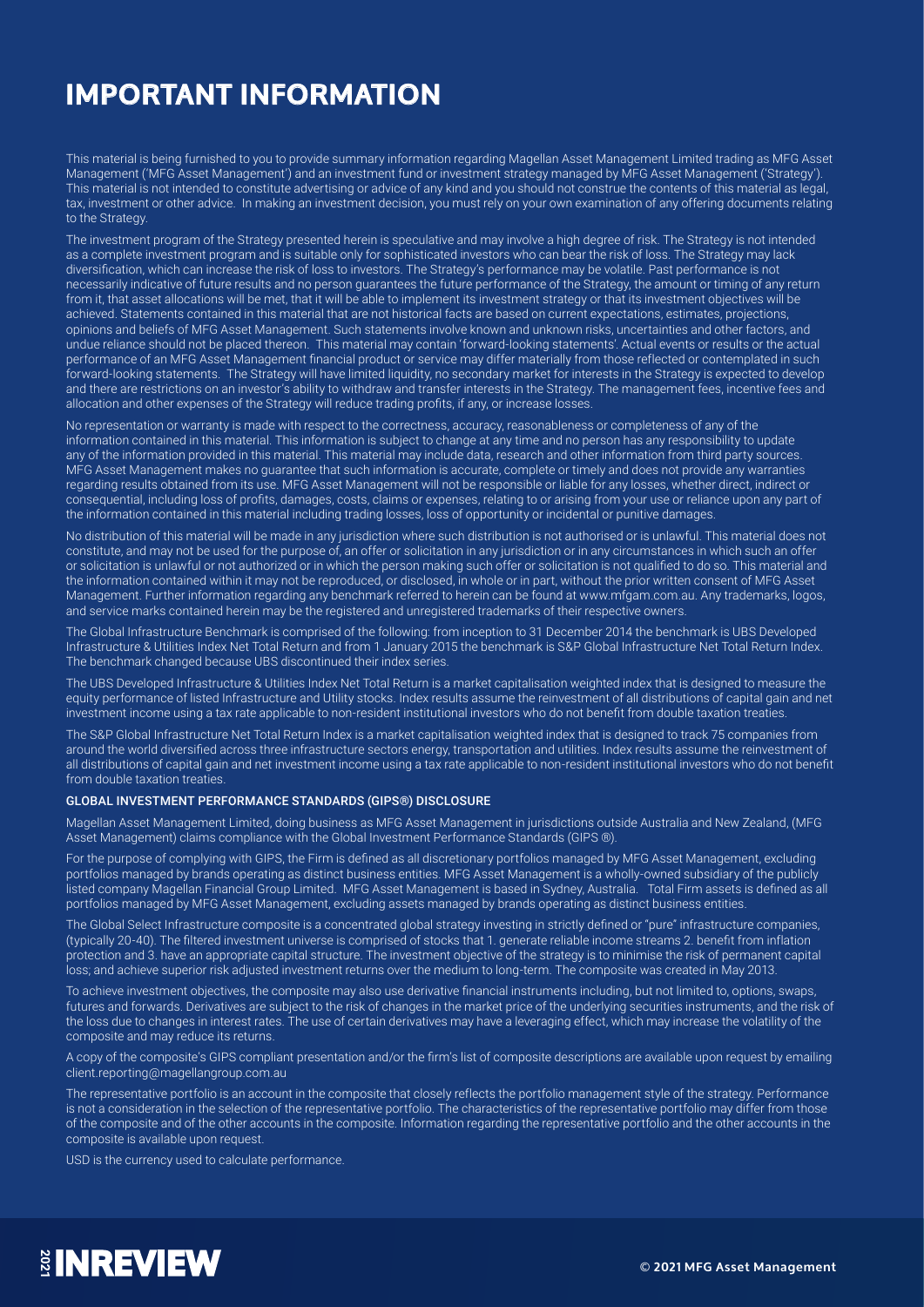# IMPORTANT INFORMATION

This material is being furnished to you to provide summary information regarding Magellan Asset Management Limited trading as MFG Asset Management ('MFG Asset Management') and an investment fund or investment strategy managed by MFG Asset Management ('Strategy'). This material is not intended to constitute advertising or advice of any kind and you should not construe the contents of this material as legal, tax, investment or other advice. In making an investment decision, you must rely on your own examination of any offering documents relating to the Strategy.

The investment program of the Strategy presented herein is speculative and may involve a high degree of risk. The Strategy is not intended as a complete investment program and is suitable only for sophisticated investors who can bear the risk of loss. The Strategy may lack diversification, which can increase the risk of loss to investors. The Strategy's performance may be volatile. Past performance is not necessarily indicative of future results and no person guarantees the future performance of the Strategy, the amount or timing of any return from it, that asset allocations will be met, that it will be able to implement its investment strategy or that its investment objectives will be achieved. Statements contained in this material that are not historical facts are based on current expectations, estimates, projections, opinions and beliefs of MFG Asset Management. Such statements involve known and unknown risks, uncertainties and other factors, and undue reliance should not be placed thereon. This material may contain 'forward-looking statements'. Actual events or results or the actual performance of an MFG Asset Management financial product or service may differ materially from those reflected or contemplated in such forward-looking statements. The Strategy will have limited liquidity, no secondary market for interests in the Strategy is expected to develop and there are restrictions on an investor's ability to withdraw and transfer interests in the Strategy. The management fees, incentive fees and allocation and other expenses of the Strategy will reduce trading profits, if any, or increase losses.

No representation or warranty is made with respect to the correctness, accuracy, reasonableness or completeness of any of the information contained in this material. This information is subject to change at any time and no person has any responsibility to update any of the information provided in this material. This material may include data, research and other information from third party sources. MFG Asset Management makes no guarantee that such information is accurate, complete or timely and does not provide any warranties regarding results obtained from its use. MFG Asset Management will not be responsible or liable for any losses, whether direct, indirect or consequential, including loss of profits, damages, costs, claims or expenses, relating to or arising from your use or reliance upon any part of the information contained in this material including trading losses, loss of opportunity or incidental or punitive damages.

No distribution of this material will be made in any jurisdiction where such distribution is not authorised or is unlawful. This material does not constitute, and may not be used for the purpose of, an offer or solicitation in any jurisdiction or in any circumstances in which such an offer or solicitation is unlawful or not authorized or in which the person making such offer or solicitation is not qualified to do so. This material and the information contained within it may not be reproduced, or disclosed, in whole or in part, without the prior written consent of MFG Asset Management. Further information regarding any benchmark referred to herein can be found at www.mfgam.com.au. Any trademarks, logos, and service marks contained herein may be the registered and unregistered trademarks of their respective owners.

The Global Infrastructure Benchmark is comprised of the following: from inception to 31 December 2014 the benchmark is UBS Developed Infrastructure & Utilities Index Net Total Return and from 1 January 2015 the benchmark is S&P Global Infrastructure Net Total Return Index. The benchmark changed because UBS discontinued their index series.

The UBS Developed Infrastructure & Utilities Index Net Total Return is a market capitalisation weighted index that is designed to measure the equity performance of listed Infrastructure and Utility stocks. Index results assume the reinvestment of all distributions of capital gain and net investment income using a tax rate applicable to non-resident institutional investors who do not benefit from double taxation treaties.

The S&P Global Infrastructure Net Total Return Index is a market capitalisation weighted index that is designed to track 75 companies from around the world diversified across three infrastructure sectors energy, transportation and utilities. Index results assume the reinvestment of all distributions of capital gain and net investment income using a tax rate applicable to non-resident institutional investors who do not benefit from double taxation treaties.

## GLOBAL INVESTMENT PERFORMANCE STANDARDS (GIPS®) DISCLOSURE

Magellan Asset Management Limited, doing business as MFG Asset Management in jurisdictions outside Australia and New Zealand, (MFG Asset Management) claims compliance with the Global Investment Performance Standards (GIPS ®).

For the purpose of complying with GIPS, the Firm is defined as all discretionary portfolios managed by MFG Asset Management, excluding portfolios managed by brands operating as distinct business entities. MFG Asset Management is a wholly-owned subsidiary of the publicly listed company Magellan Financial Group Limited. MFG Asset Management is based in Sydney, Australia. Total Firm assets is defined as all portfolios managed by MFG Asset Management, excluding assets managed by brands operating as distinct business entities.

The Global Select Infrastructure composite is a concentrated global strategy investing in strictly defined or "pure" infrastructure companies, (typically 20-40). The filtered investment universe is comprised of stocks that 1. generate reliable income streams 2. benefit from inflation protection and 3. have an appropriate capital structure. The investment objective of the strategy is to minimise the risk of permanent capital loss; and achieve superior risk adjusted investment returns over the medium to long-term. The composite was created in May 2013.

To achieve investment objectives, the composite may also use derivative financial instruments including, but not limited to, options, swaps, futures and forwards. Derivatives are subject to the risk of changes in the market price of the underlying securities instruments, and the risk of the loss due to changes in interest rates. The use of certain derivatives may have a leveraging effect, which may increase the volatility of the composite and may reduce its returns.

A copy of the composite's GIPS compliant presentation and/or the firm's list of composite descriptions are available upon request by emailing client.reporting@magellangroup.com.au

The representative portfolio is an account in the composite that closely reflects the portfolio management style of the strategy. Performance is not a consideration in the selection of the representative portfolio. The characteristics of the representative portfolio may differ from those of the composite and of the other accounts in the composite. Information regarding the representative portfolio and the other accounts in the composite is available upon request.

USD is the currency used to calculate performance.

2021 INREVIEW

© 2021 MFG Asset Management